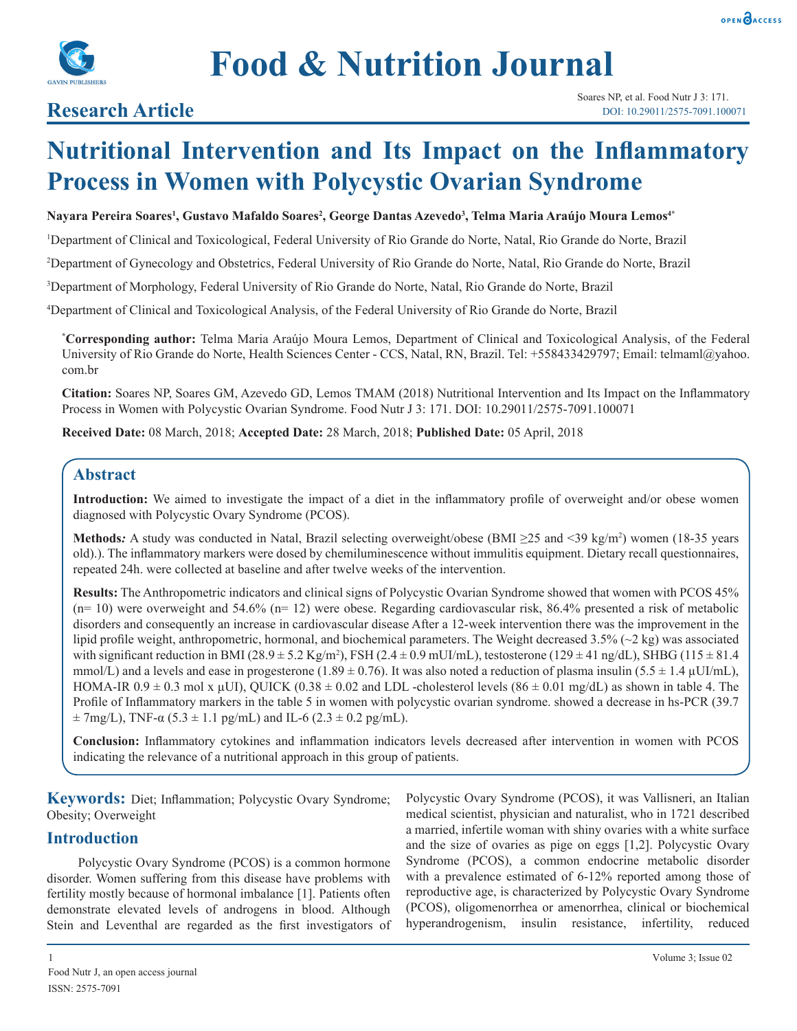# Food & Nutrition Journal

**Research Article**

Soares NP, et al. Food Nutr J 3: 171.
DOI: 10.29011/2575-7091.100071

# Nutritional Intervention and Its Impact on the Inflammatory Process in Women with Polycystic Ovarian Syndrome

**Nayara Pereira Soares[1], Gustavo Mafaldo Soares[2], George Dantas Azevedo[3], Telma Maria Araújo Moura Lemos[4*]**

[1]Department of Clinical and Toxicological, Federal University of Rio Grande do Norte, Natal, Rio Grande do Norte, Brazil

[2]Department of Gynecology and Obstetrics, Federal University of Rio Grande do Norte, Natal, Rio Grande do Norte, Brazil

[3]Department of Morphology, Federal University of Rio Grande do Norte, Natal, Rio Grande do Norte, Brazil

[4]Department of Clinical and Toxicological Analysis, of the Federal University of Rio Grande do Norte, Brazil

**\*Corresponding author:** Telma Maria Araújo Moura Lemos, Department of Clinical and Toxicological Analysis, of the Federal University of Rio Grande do Norte, Health Sciences Center - CCS, Natal, RN, Brazil. Tel: +558433429797; Email: telmaml@yahoo.com.br

**Citation:** Soares NP, Soares GM, Azevedo GD, Lemos TMAM (2018) Nutritional Intervention and Its Impact on the Inflammatory Process in Women with Polycystic Ovarian Syndrome. Food Nutr J 3: 171. DOI: 10.29011/2575-7091.100071

**Received Date:** 08 March, 2018; **Accepted Date:** 28 March, 2018; **Published Date:** 05 April, 2018

## Abstract

**Introduction:** We aimed to investigate the impact of a diet in the inflammatory profile of overweight and/or obese women diagnosed with Polycystic Ovary Syndrome (PCOS).

**Methods:** A study was conducted in Natal, Brazil selecting overweight/obese (BMI ≥25 and <39 kg/m$^2$) women (18-35 years old).). The inflammatory markers were dosed by chemiluminescence without immulitis equipment. Dietary recall questionnaires, repeated 24h. were collected at baseline and after twelve weeks of the intervention.

**Results:** The Anthropometric indicators and clinical signs of Polycystic Ovarian Syndrome showed that women with PCOS 45% (n= 10) were overweight and 54.6% (n= 12) were obese. Regarding cardiovascular risk, 86.4% presented a risk of metabolic disorders and consequently an increase in cardiovascular disease After a 12-week intervention there was the improvement in the lipid profile weight, anthropometric, hormonal, and biochemical parameters. The Weight decreased 3.5% (~2 kg) was associated with significant reduction in BMI (28.9 ± 5.2 Kg/m$^2$), FSH (2.4 ± 0.9 mUI/mL), testosterone (129 ± 41 ng/dL), SHBG (115 ± 81.4 mmol/L) and a levels and ease in progesterone (1.89 ± 0.76). It was also noted a reduction of plasma insulin (5.5 ± 1.4 µUI/mL), HOMA-IR 0.9 ± 0.3 mol x µUI), QUICK (0.38 ± 0.02 and LDL -cholesterol levels (86 ± 0.01 mg/dL) as shown in table 4. The Profile of Inflammatory markers in the table 5 in women with polycystic ovarian syndrome. showed a decrease in hs-PCR (39.7 ± 7mg/L), TNF-α (5.3 ± 1.1 pg/mL) and IL-6 (2.3 ± 0.2 pg/mL).

**Conclusion:** Inflammatory cytokines and inflammation indicators levels decreased after intervention in women with PCOS indicating the relevance of a nutritional approach in this group of patients.

**Keywords:** Diet; Inflammation; Polycystic Ovary Syndrome; Obesity; Overweight

## Introduction

Polycystic Ovary Syndrome (PCOS) is a common hormone disorder. Women suffering from this disease have problems with fertility mostly because of hormonal imbalance [1]. Patients often demonstrate elevated levels of androgens in blood. Although Stein and Leventhal are regarded as the first investigators of Polycystic Ovary Syndrome (PCOS), it was Vallisneri, an Italian medical scientist, physician and naturalist, who in 1721 described a married, infertile woman with shiny ovaries with a white surface and the size of ovaries as pige on eggs [1,2]. Polycystic Ovary Syndrome (PCOS), a common endocrine metabolic disorder with a prevalence estimated of 6-12% reported among those of reproductive age, is characterized by Polycystic Ovary Syndrome (PCOS), oligomenorrhea or amenorrhea, clinical or biochemical hyperandrogenism, insulin resistance, infertility, reduced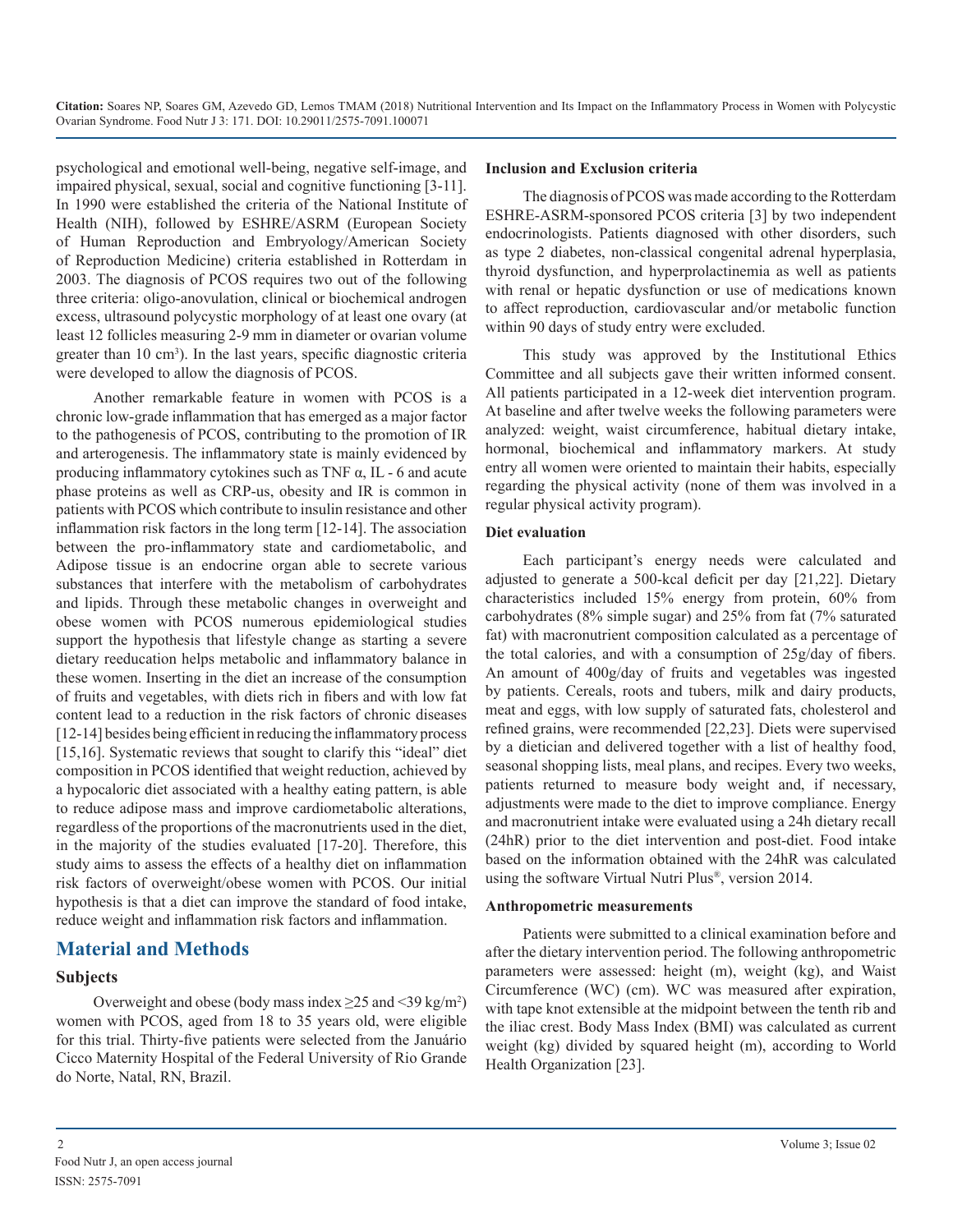psychological and emotional well-being, negative self-image, and impaired physical, sexual, social and cognitive functioning [3-11]. In 1990 were established the criteria of the National Institute of Health (NIH), followed by ESHRE/ASRM (European Society of Human Reproduction and Embryology/American Society of Reproduction Medicine) criteria established in Rotterdam in 2003. The diagnosis of PCOS requires two out of the following three criteria: oligo-anovulation, clinical or biochemical androgen excess, ultrasound polycystic morphology of at least one ovary (at least 12 follicles measuring 2-9 mm in diameter or ovarian volume greater than 10 $cm^3$). In the last years, specific diagnostic criteria were developed to allow the diagnosis of PCOS.

Another remarkable feature in women with PCOS is a chronic low-grade inflammation that has emerged as a major factor to the pathogenesis of PCOS, contributing to the promotion of IR and arterogenesis. The inflammatory state is mainly evidenced by producing inflammatory cytokines such as TNF α, IL - 6 and acute phase proteins as well as CRP-us, obesity and IR is common in patients with PCOS which contribute to insulin resistance and other inflammation risk factors in the long term [12-14]. The association between the pro-inflammatory state and cardiometabolic, and Adipose tissue is an endocrine organ able to secrete various substances that interfere with the metabolism of carbohydrates and lipids. Through these metabolic changes in overweight and obese women with PCOS numerous epidemiological studies support the hypothesis that lifestyle change as starting a severe dietary reeducation helps metabolic and inflammatory balance in these women. Inserting in the diet an increase of the consumption of fruits and vegetables, with diets rich in fibers and with low fat content lead to a reduction in the risk factors of chronic diseases [12-14] besides being efficient in reducing the inflammatory process [15,16]. Systematic reviews that sought to clarify this "ideal" diet composition in PCOS identified that weight reduction, achieved by a hypocaloric diet associated with a healthy eating pattern, is able to reduce adipose mass and improve cardiometabolic alterations, regardless of the proportions of the macronutrients used in the diet, in the majority of the studies evaluated [17-20]. Therefore, this study aims to assess the effects of a healthy diet on inflammation risk factors of overweight/obese women with PCOS. Our initial hypothesis is that a diet can improve the standard of food intake, reduce weight and inflammation risk factors and inflammation.

## Material and Methods

### Subjects

Overweight and obese (body mass index ≥25 and <39 $kg/m^2$) women with PCOS, aged from 18 to 35 years old, were eligible for this trial. Thirty-five patients were selected from the Januário Cicco Maternity Hospital of the Federal University of Rio Grande do Norte, Natal, RN, Brazil.

### Inclusion and Exclusion criteria

The diagnosis of PCOS was made according to the Rotterdam ESHRE-ASRM-sponsored PCOS criteria [3] by two independent endocrinologists. Patients diagnosed with other disorders, such as type 2 diabetes, non-classical congenital adrenal hyperplasia, thyroid dysfunction, and hyperprolactinemia as well as patients with renal or hepatic dysfunction or use of medications known to affect reproduction, cardiovascular and/or metabolic function within 90 days of study entry were excluded.

This study was approved by the Institutional Ethics Committee and all subjects gave their written informed consent. All patients participated in a 12-week diet intervention program. At baseline and after twelve weeks the following parameters were analyzed: weight, waist circumference, habitual dietary intake, hormonal, biochemical and inflammatory markers. At study entry all women were oriented to maintain their habits, especially regarding the physical activity (none of them was involved in a regular physical activity program).

### Diet evaluation

Each participant's energy needs were calculated and adjusted to generate a 500-kcal deficit per day [21,22]. Dietary characteristics included 15% energy from protein, 60% from carbohydrates (8% simple sugar) and 25% from fat (7% saturated fat) with macronutrient composition calculated as a percentage of the total calories, and with a consumption of 25g/day of fibers. An amount of 400g/day of fruits and vegetables was ingested by patients. Cereals, roots and tubers, milk and dairy products, meat and eggs, with low supply of saturated fats, cholesterol and refined grains, were recommended [22,23]. Diets were supervised by a dietician and delivered together with a list of healthy food, seasonal shopping lists, meal plans, and recipes. Every two weeks, patients returned to measure body weight and, if necessary, adjustments were made to the diet to improve compliance. Energy and macronutrient intake were evaluated using a 24h dietary recall (24hR) prior to the diet intervention and post-diet. Food intake based on the information obtained with the 24hR was calculated using the software Virtual Nutri Plus®, version 2014.

### Anthropometric measurements

Patients were submitted to a clinical examination before and after the dietary intervention period. The following anthropometric parameters were assessed: height (m), weight (kg), and Waist Circumference (WC) (cm). WC was measured after expiration, with tape knot extensible at the midpoint between the tenth rib and the iliac crest. Body Mass Index (BMI) was calculated as current weight (kg) divided by squared height (m), according to World Health Organization [23].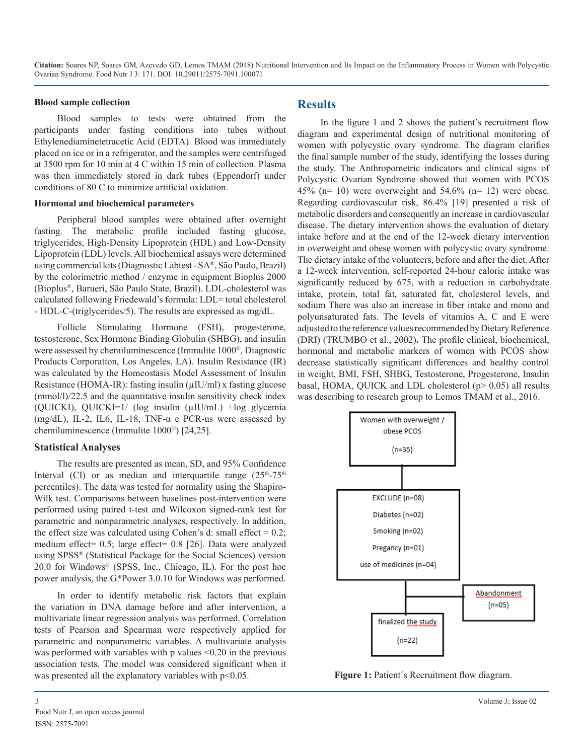#### Blood sample collection

Blood samples to tests were obtained from the participants under fasting conditions into tubes without Ethylenediaminetetracetic Acid (EDTA). Blood was immediately placed on ice or in a refrigerator, and the samples were centrifuged at 3500 rpm for 10 min at 4 C within 15 min of collection. Plasma was then immediately stored in dark tubes (Eppendorf) under conditions of 80 C to minimize artificial oxidation.

#### Hormonal and biochemical parameters

Peripheral blood samples were obtained after overnight fasting. The metabolic profile included fasting glucose, triglycerides, High-Density Lipoprotein (HDL) and Low-Density Lipoprotein (LDL) levels. All biochemical assays were determined using commercial kits (Diagnostic Labtest - SA®, São Paulo, Brazil) by the colorimetric method / enzyme in equipment Bioplus 2000 (Bioplus®, Barueri, São Paulo State, Brazil). LDL-cholesterol was calculated following Friedewald's formula: LDL= total cholesterol - HDL-C-(triglycerides/5). The results are expressed as mg/dL.

Follicle Stimulating Hormone (FSH), progesterone, testosterone, Sex Hormone Binding Globulin (SHBG), and insulin were assessed by chemiluminescence (Immulite 1000®, Diagnostic Products Corporation, Los Angeles, LA). Insulin Resistance (IR) was calculated by the Homeostasis Model Assessment of Insulin Resistance (HOMA-IR): fasting insulin (μIU/ml) x fasting glucose (mmol/l)/22.5 and the quantitative insulin sensitivity check index (QUICKI), QUICKI=1/ (log insulin (μIU/mL) +log glycemia (mg/dL), IL-2, IL6, IL-18, TNF-α e PCR-us were assessed by chemiluminescence (Immulite 1000®) [24,25].

### Statistical Analyses

The results are presented as mean, SD, and 95% Confidence Interval (CI) or as median and interquartile range ($25^{th}$-$75^{th}$ percentiles). The data was tested for normality using the Shapiro-Wilk test. Comparisons between baselines post-intervention were performed using paired t-test and Wilcoxon signed-rank test for parametric and nonparametric analyses, respectively. In addition, the effect size was calculated using Cohen's d: small effect = 0.2; medium effect= 0.5; large effect= 0.8 [26]. Data were analyzed using SPSS® (Statistical Package for the Social Sciences) version 20.0 for Windows® (SPSS, Inc., Chicago, IL). For the post hoc power analysis, the G*Power 3.0.10 for Windows was performed.

In order to identify metabolic risk factors that explain the variation in DNA damage before and after intervention, a multivariate linear regression analysis was performed. Correlation tests of Pearson and Spearman were respectively applied for parametric and nonparametric variables. A multivariate analysis was performed with variables with p values <0.20 in the previous association tests. The model was considered significant when it was presented all the explanatory variables with p<0.05.

## Results

In the figure 1 and 2 shows the patient's recruitment flow diagram and experimental design of nutritional monitoring of women with polycystic ovary syndrome. The diagram clarifies the final sample number of the study, identifying the losses during the study. The Anthropometric indicators and clinical signs of Polycystic Ovarian Syndrome showed that women with PCOS 45% (n= 10) were overweight and 54.6% (n= 12) were obese. Regarding cardiovascular risk, 86.4% [19] presented a risk of metabolic disorders and consequently an increase in cardiovascular disease. The dietary intervention shows the evaluation of dietary intake before and at the end of the 12-week dietary intervention in overweight and obese women with polycystic ovary syndrome. The dietary intake of the volunteers, before and after the diet. After a 12-week intervention, self-reported 24-hour caloric intake was significantly reduced by 675, with a reduction in carbohydrate intake, protein, total fat, saturated fat, cholesterol levels, and sodium There was also an increase in fiber intake and mono and polyunsaturated fats. The levels of vitamins A, C and E were adjusted to the reference values recommended by Dietary Reference (DRI) (TRUMBO et al., 2002**).** The profile clinical, biochemical, hormonal and metabolic markers of women with PCOS show decrease statistically significant differences and healthy control in weight, BMI, FSH, SHBG, Testosterone, Progesterone, Insulin basal, HOMA, QUICK and LDL cholesterol (p> 0.05) all results was describing to research group to Lemos TMAM et al., 2016.

Women with overweight / obese PCOS (n=35)

EXCLUDE (n=08)
Diabetes (n=02)
Smoking (n=02)
Pregancy (n=01)
use of medicines (n=04)

Abandonment (n=05)

finalized the study (n=22)

**Figure 1:** Patient´s Recruitment flow diagram.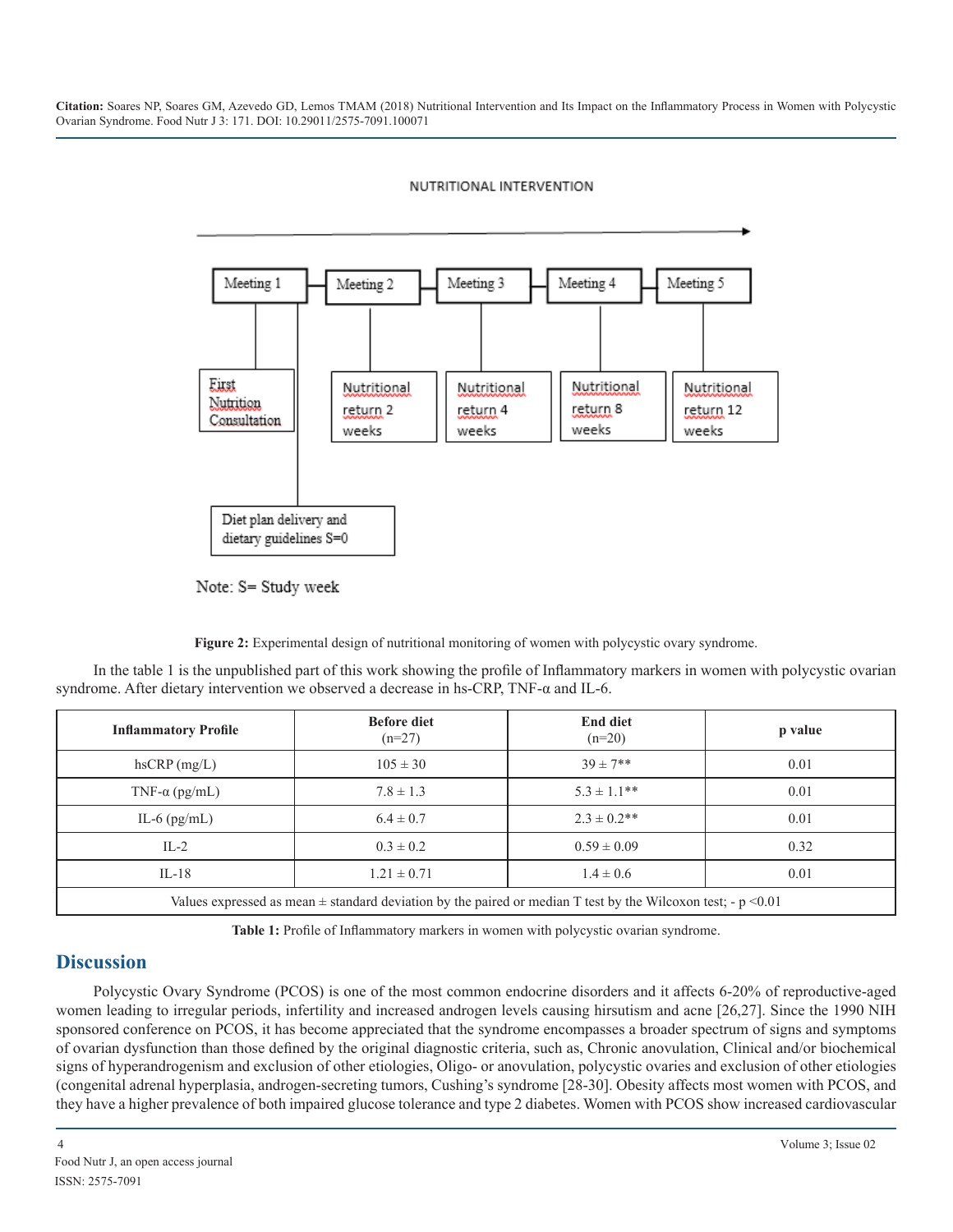NUTRITIONAL INTERVENTION

Meeting 1 — First Nutrition Consultation; Diet plan delivery and dietary guidelines S=0

Meeting 2 — Nutritional return 2 weeks

Meeting 3 — Nutritional return 4 weeks

Meeting 4 — Nutritional return 8 weeks

Meeting 5 — Nutritional return 12 weeks

Note: S= Study week

**Figure 2:** Experimental design of nutritional monitoring of women with polycystic ovary syndrome.

In the table 1 is the unpublished part of this work showing the profile of Inflammatory markers in women with polycystic ovarian syndrome. After dietary intervention we observed a decrease in hs-CRP, TNF-α and IL-6.

| Inflammatory Profile | Before diet (n=27) | End diet (n=20) | p value |
|---|---|---|---|
| hsCRP (mg/L) | 105 ± 30 | 39 ± 7** | 0.01 |
| TNF-α (pg/mL) | 7.8 ± 1.3 | 5.3 ± 1.1** | 0.01 |
| IL-6 (pg/mL) | 6.4 ± 0.7 | 2.3 ± 0.2** | 0.01 |
| IL-2 | 0.3 ± 0.2 | 0.59 ± 0.09 | 0.32 |
| IL-18 | 1.21 ± 0.71 | 1.4 ± 0.6 | 0.01 |
| Values expressed as mean ± standard deviation by the paired or median T test by the Wilcoxon test; - p <0.01 | | | |

**Table 1:** Profile of Inflammatory markers in women with polycystic ovarian syndrome.

## Discussion

Polycystic Ovary Syndrome (PCOS) is one of the most common endocrine disorders and it affects 6-20% of reproductive-aged women leading to irregular periods, infertility and increased androgen levels causing hirsutism and acne [26,27]. Since the 1990 NIH sponsored conference on PCOS, it has become appreciated that the syndrome encompasses a broader spectrum of signs and symptoms of ovarian dysfunction than those defined by the original diagnostic criteria, such as, Chronic anovulation, Clinical and/or biochemical signs of hyperandrogenism and exclusion of other etiologies, Oligo- or anovulation, polycystic ovaries and exclusion of other etiologies (congenital adrenal hyperplasia, androgen-secreting tumors, Cushing's syndrome [28-30]. Obesity affects most women with PCOS, and they have a higher prevalence of both impaired glucose tolerance and type 2 diabetes. Women with PCOS show increased cardiovascular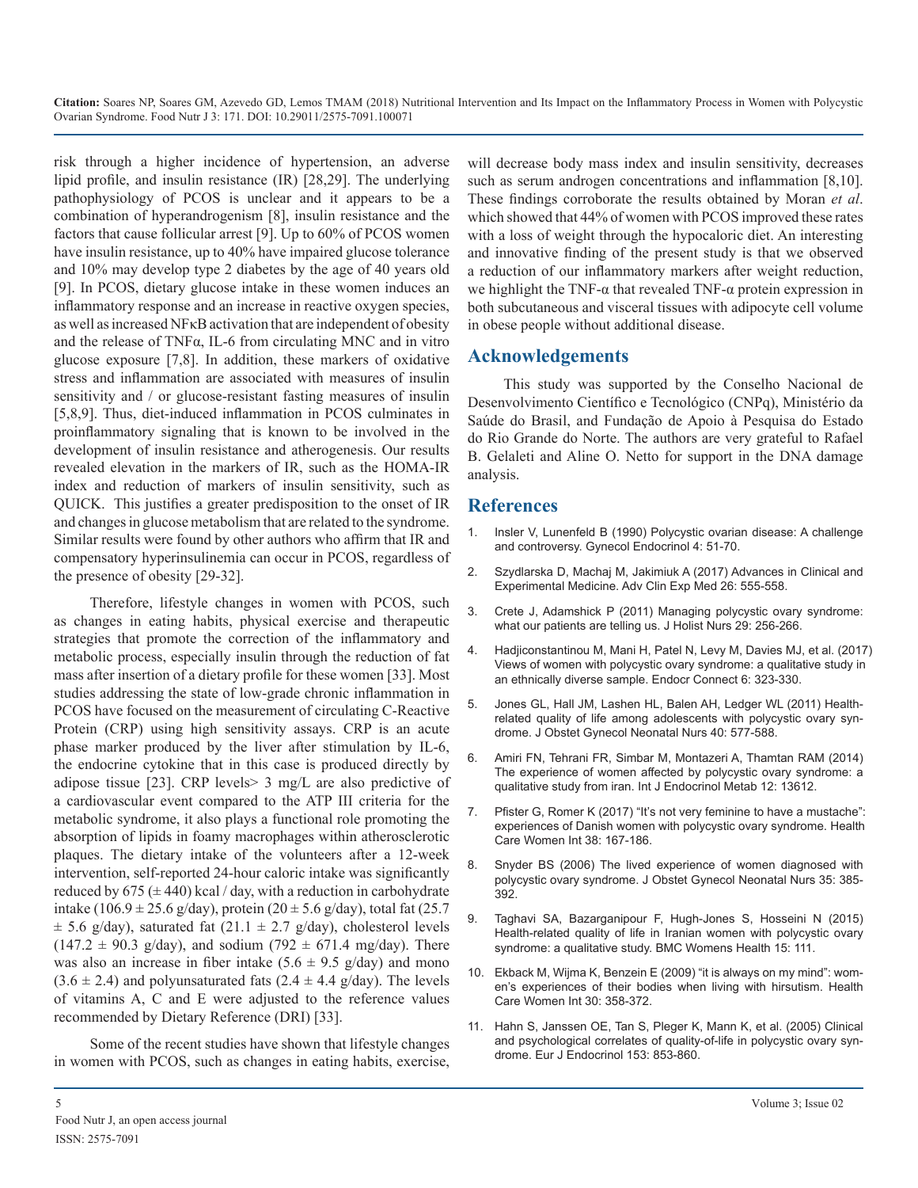risk through a higher incidence of hypertension, an adverse lipid profile, and insulin resistance (IR) [28,29]. The underlying pathophysiology of PCOS is unclear and it appears to be a combination of hyperandrogenism [8], insulin resistance and the factors that cause follicular arrest [9]. Up to 60% of PCOS women have insulin resistance, up to 40% have impaired glucose tolerance and 10% may develop type 2 diabetes by the age of 40 years old [9]. In PCOS, dietary glucose intake in these women induces an inflammatory response and an increase in reactive oxygen species, as well as increased NFκB activation that are independent of obesity and the release of TNFα, IL-6 from circulating MNC and in vitro glucose exposure [7,8]. In addition, these markers of oxidative stress and inflammation are associated with measures of insulin sensitivity and / or glucose-resistant fasting measures of insulin [5,8,9]. Thus, diet-induced inflammation in PCOS culminates in proinflammatory signaling that is known to be involved in the development of insulin resistance and atherogenesis. Our results revealed elevation in the markers of IR, such as the HOMA-IR index and reduction of markers of insulin sensitivity, such as QUICK. This justifies a greater predisposition to the onset of IR and changes in glucose metabolism that are related to the syndrome. Similar results were found by other authors who affirm that IR and compensatory hyperinsulinemia can occur in PCOS, regardless of the presence of obesity [29-32].

Therefore, lifestyle changes in women with PCOS, such as changes in eating habits, physical exercise and therapeutic strategies that promote the correction of the inflammatory and metabolic process, especially insulin through the reduction of fat mass after insertion of a dietary profile for these women [33]. Most studies addressing the state of low-grade chronic inflammation in PCOS have focused on the measurement of circulating C-Reactive Protein (CRP) using high sensitivity assays. CRP is an acute phase marker produced by the liver after stimulation by IL-6, the endocrine cytokine that in this case is produced directly by adipose tissue [23]. CRP levels> 3 mg/L are also predictive of a cardiovascular event compared to the ATP III criteria for the metabolic syndrome, it also plays a functional role promoting the absorption of lipids in foamy macrophages within atherosclerotic plaques. The dietary intake of the volunteers after a 12-week intervention, self-reported 24-hour caloric intake was significantly reduced by 675 (± 440) kcal / day, with a reduction in carbohydrate intake (106.9 ± 25.6 g/day), protein (20 ± 5.6 g/day), total fat (25.7 ± 5.6 g/day), saturated fat (21.1 ± 2.7 g/day), cholesterol levels (147.2 ± 90.3 g/day), and sodium (792 ± 671.4 mg/day). There was also an increase in fiber intake (5.6 ± 9.5 g/day) and mono (3.6 ± 2.4) and polyunsaturated fats (2.4 ± 4.4 g/day). The levels of vitamins A, C and E were adjusted to the reference values recommended by Dietary Reference (DRI) [33].

Some of the recent studies have shown that lifestyle changes in women with PCOS, such as changes in eating habits, exercise, will decrease body mass index and insulin sensitivity, decreases such as serum androgen concentrations and inflammation [8,10]. These findings corroborate the results obtained by Moran *et al*. which showed that 44% of women with PCOS improved these rates with a loss of weight through the hypocaloric diet. An interesting and innovative finding of the present study is that we observed a reduction of our inflammatory markers after weight reduction, we highlight the TNF-α that revealed TNF-α protein expression in both subcutaneous and visceral tissues with adipocyte cell volume in obese people without additional disease.

## Acknowledgements

This study was supported by the Conselho Nacional de Desenvolvimento Científico e Tecnológico (CNPq), Ministério da Saúde do Brasil, and Fundação de Apoio à Pesquisa do Estado do Rio Grande do Norte. The authors are very grateful to Rafael B. Gelaleti and Aline O. Netto for support in the DNA damage analysis.

## References

1. Insler V, Lunenfeld B (1990) Polycystic ovarian disease: A challenge and controversy. Gynecol Endocrinol 4: 51-70.
2. Szydlarska D, Machaj M, Jakimiuk A (2017) Advances in Clinical and Experimental Medicine. Adv Clin Exp Med 26: 555-558.
3. Crete J, Adamshick P (2011) Managing polycystic ovary syndrome: what our patients are telling us. J Holist Nurs 29: 256-266.
4. Hadjiconstantinou M, Mani H, Patel N, Levy M, Davies MJ, et al. (2017) Views of women with polycystic ovary syndrome: a qualitative study in an ethnically diverse sample. Endocr Connect 6: 323-330.
5. Jones GL, Hall JM, Lashen HL, Balen AH, Ledger WL (2011) Health-related quality of life among adolescents with polycystic ovary syndrome. J Obstet Gynecol Neonatal Nurs 40: 577-588.
6. Amiri FN, Tehrani FR, Simbar M, Montazeri A, Thamtan RAM (2014) The experience of women affected by polycystic ovary syndrome: a qualitative study from iran. Int J Endocrinol Metab 12: 13612.
7. Pfister G, Romer K (2017) "It's not very feminine to have a mustache": experiences of Danish women with polycystic ovary syndrome. Health Care Women Int 38: 167-186.
8. Snyder BS (2006) The lived experience of women diagnosed with polycystic ovary syndrome. J Obstet Gynecol Neonatal Nurs 35: 385-392.
9. Taghavi SA, Bazarganipour F, Hugh-Jones S, Hosseini N (2015) Health-related quality of life in Iranian women with polycystic ovary syndrome: a qualitative study. BMC Womens Health 15: 111.
10. Ekback M, Wijma K, Benzein E (2009) "it is always on my mind": women's experiences of their bodies when living with hirsutism. Health Care Women Int 30: 358-372.
11. Hahn S, Janssen OE, Tan S, Pleger K, Mann K, et al. (2005) Clinical and psychological correlates of quality-of-life in polycystic ovary syndrome. Eur J Endocrinol 153: 853-860.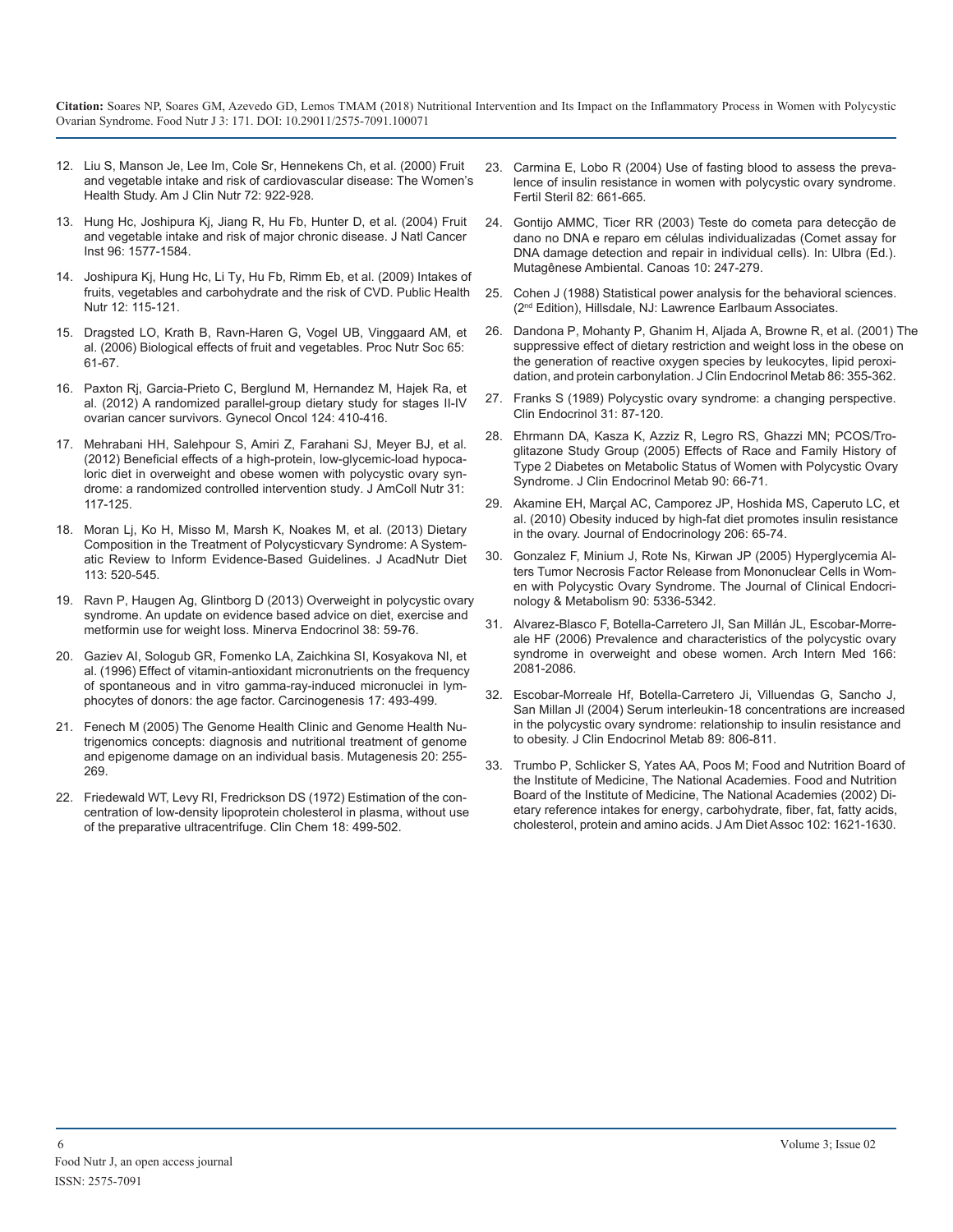12. Liu S, Manson Je, Lee Im, Cole Sr, Hennekens Ch, et al. (2000) Fruit and vegetable intake and risk of cardiovascular disease: The Women's Health Study. Am J Clin Nutr 72: 922-928.

13. Hung Hc, Joshipura Kj, Jiang R, Hu Fb, Hunter D, et al. (2004) Fruit and vegetable intake and risk of major chronic disease. J Natl Cancer Inst 96: 1577-1584.

14. Joshipura Kj, Hung Hc, Li Ty, Hu Fb, Rimm Eb, et al. (2009) Intakes of fruits, vegetables and carbohydrate and the risk of CVD. Public Health Nutr 12: 115-121.

15. Dragsted LO, Krath B, Ravn-Haren G, Vogel UB, Vinggaard AM, et al. (2006) Biological effects of fruit and vegetables. Proc Nutr Soc 65: 61-67.

16. Paxton Rj, Garcia-Prieto C, Berglund M, Hernandez M, Hajek Ra, et al. (2012) A randomized parallel-group dietary study for stages II-IV ovarian cancer survivors. Gynecol Oncol 124: 410-416.

17. Mehrabani HH, Salehpour S, Amiri Z, Farahani SJ, Meyer BJ, et al. (2012) Beneficial effects of a high-protein, low-glycemic-load hypocaloric diet in overweight and obese women with polycystic ovary syndrome: a randomized controlled intervention study. J AmColl Nutr 31: 117-125.

18. Moran Lj, Ko H, Misso M, Marsh K, Noakes M, et al. (2013) Dietary Composition in the Treatment of Polycysticvary Syndrome: A Systematic Review to Inform Evidence-Based Guidelines. J AcadNutr Diet 113: 520-545.

19. Ravn P, Haugen Ag, Glintborg D (2013) Overweight in polycystic ovary syndrome. An update on evidence based advice on diet, exercise and metformin use for weight loss. Minerva Endocrinol 38: 59-76.

20. Gaziev AI, Sologub GR, Fomenko LA, Zaichkina SI, Kosyakova NI, et al. (1996) Effect of vitamin-antioxidant micronutrients on the frequency of spontaneous and in vitro gamma-ray-induced micronuclei in lymphocytes of donors: the age factor. Carcinogenesis 17: 493-499.

21. Fenech M (2005) The Genome Health Clinic and Genome Health Nutrigenomics concepts: diagnosis and nutritional treatment of genome and epigenome damage on an individual basis. Mutagenesis 20: 255-269.

22. Friedewald WT, Levy RI, Fredrickson DS (1972) Estimation of the concentration of low-density lipoprotein cholesterol in plasma, without use of the preparative ultracentrifuge. Clin Chem 18: 499-502.

23. Carmina E, Lobo R (2004) Use of fasting blood to assess the prevalence of insulin resistance in women with polycystic ovary syndrome. Fertil Steril 82: 661-665.

24. Gontijo AMMC, Ticer RR (2003) Teste do cometa para detecção de dano no DNA e reparo em células individualizadas (Comet assay for DNA damage detection and repair in individual cells). In: Ulbra (Ed.). Mutagênese Ambiental. Canoas 10: 247-279.

25. Cohen J (1988) Statistical power analysis for the behavioral sciences. (2nd Edition), Hillsdale, NJ: Lawrence Earlbaum Associates.

26. Dandona P, Mohanty P, Ghanim H, Aljada A, Browne R, et al. (2001) The suppressive effect of dietary restriction and weight loss in the obese on the generation of reactive oxygen species by leukocytes, lipid peroxidation, and protein carbonylation. J Clin Endocrinol Metab 86: 355-362.

27. Franks S (1989) Polycystic ovary syndrome: a changing perspective. Clin Endocrinol 31: 87-120.

28. Ehrmann DA, Kasza K, Azziz R, Legro RS, Ghazzi MN; PCOS/Troglitazone Study Group (2005) Effects of Race and Family History of Type 2 Diabetes on Metabolic Status of Women with Polycystic Ovary Syndrome. J Clin Endocrinol Metab 90: 66-71.

29. Akamine EH, Marçal AC, Camporez JP, Hoshida MS, Caperuto LC, et al. (2010) Obesity induced by high-fat diet promotes insulin resistance in the ovary. Journal of Endocrinology 206: 65-74.

30. Gonzalez F, Minium J, Rote Ns, Kirwan JP (2005) Hyperglycemia Alters Tumor Necrosis Factor Release from Mononuclear Cells in Women with Polycystic Ovary Syndrome. The Journal of Clinical Endocrinology & Metabolism 90: 5336-5342.

31. Alvarez-Blasco F, Botella-Carretero JI, San Millán JL, Escobar-Morreale HF (2006) Prevalence and characteristics of the polycystic ovary syndrome in overweight and obese women. Arch Intern Med 166: 2081-2086.

32. Escobar-Morreale Hf, Botella-Carretero Ji, Villuendas G, Sancho J, San Millan Jl (2004) Serum interleukin-18 concentrations are increased in the polycystic ovary syndrome: relationship to insulin resistance and to obesity. J Clin Endocrinol Metab 89: 806-811.

33. Trumbo P, Schlicker S, Yates AA, Poos M; Food and Nutrition Board of the Institute of Medicine, The National Academies. Food and Nutrition Board of the Institute of Medicine, The National Academies (2002) Dietary reference intakes for energy, carbohydrate, fiber, fat, fatty acids, cholesterol, protein and amino acids. J Am Diet Assoc 102: 1621-1630.